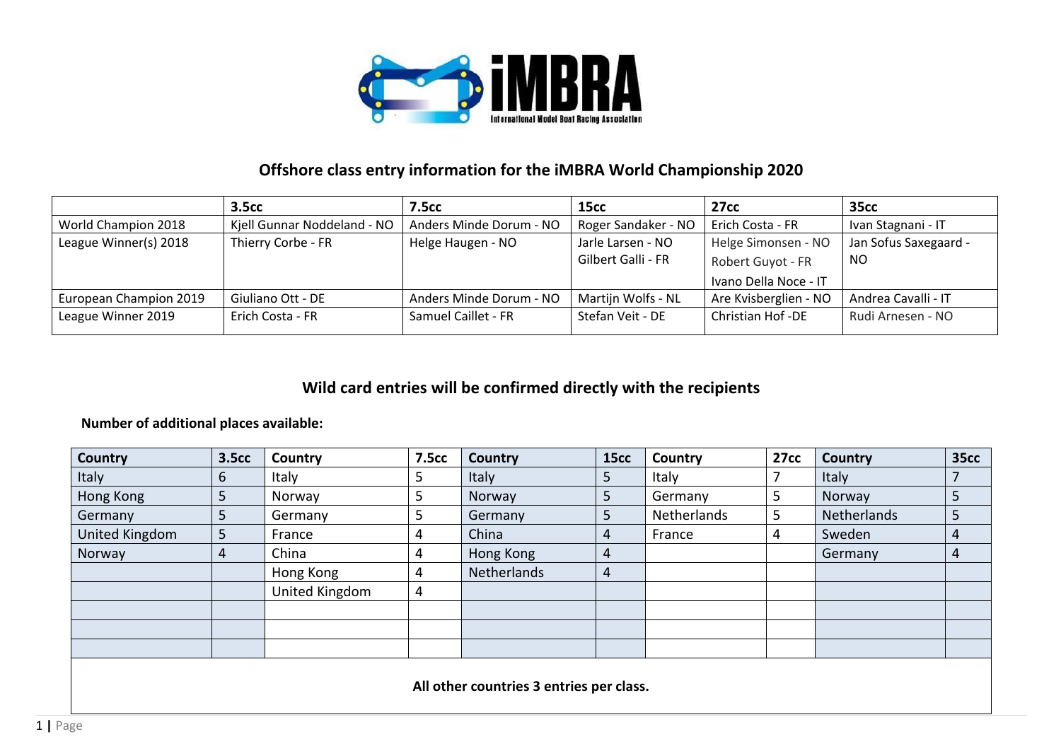# Offshore class entry information for the iMBRA World Championship 2020

| | 3.5cc | 7.5cc | 15cc | 27cc | 35cc |
|---|---|---|---|---|---|
| World Champion 2018 | Kjell Gunnar Noddeland - NO | Anders Minde Dorum - NO | Roger Sandaker - NO | Erich Costa - FR | Ivan Stagnani - IT |
| League Winner(s) 2018 | Thierry Corbe - FR | Helge Haugen - NO | Jarle Larsen - NO<br>Gilbert Galli - FR | Helge Simonsen - NO<br>Robert Guyot - FR<br>Ivano Della Noce - IT | Jan Sofus Saxegaard - NO |
| European Champion 2019 | Giuliano Ott - DE | Anders Minde Dorum - NO | Martijn Wolfs - NL | Are Kvisberglien - NO | Andrea Cavalli - IT |
| League Winner 2019 | Erich Costa - FR | Samuel Caillet - FR | Stefan Veit - DE | Christian Hof -DE | Rudi Arnesen - NO |

## Wild card entries will be confirmed directly with the recipients

**Number of additional places available:**

| Country | 3.5cc | Country | 7.5cc | Country | 15cc | Country | 27cc | Country | 35cc |
|---|---|---|---|---|---|---|---|---|---|
| Italy | 6 | Italy | 5 | Italy | 5 | Italy | 7 | Italy | 7 |
| Hong Kong | 5 | Norway | 5 | Norway | 5 | Germany | 5 | Norway | 5 |
| Germany | 5 | Germany | 5 | Germany | 5 | Netherlands | 5 | Netherlands | 5 |
| United Kingdom | 5 | France | 4 | China | 4 | France | 4 | Sweden | 4 |
| Norway | 4 | China | 4 | Hong Kong | 4 | | | Germany | 4 |
| | | Hong Kong | 4 | Netherlands | 4 | | | | |
| | | United Kingdom | 4 | | | | | | |

**All other countries 3 entries per class.**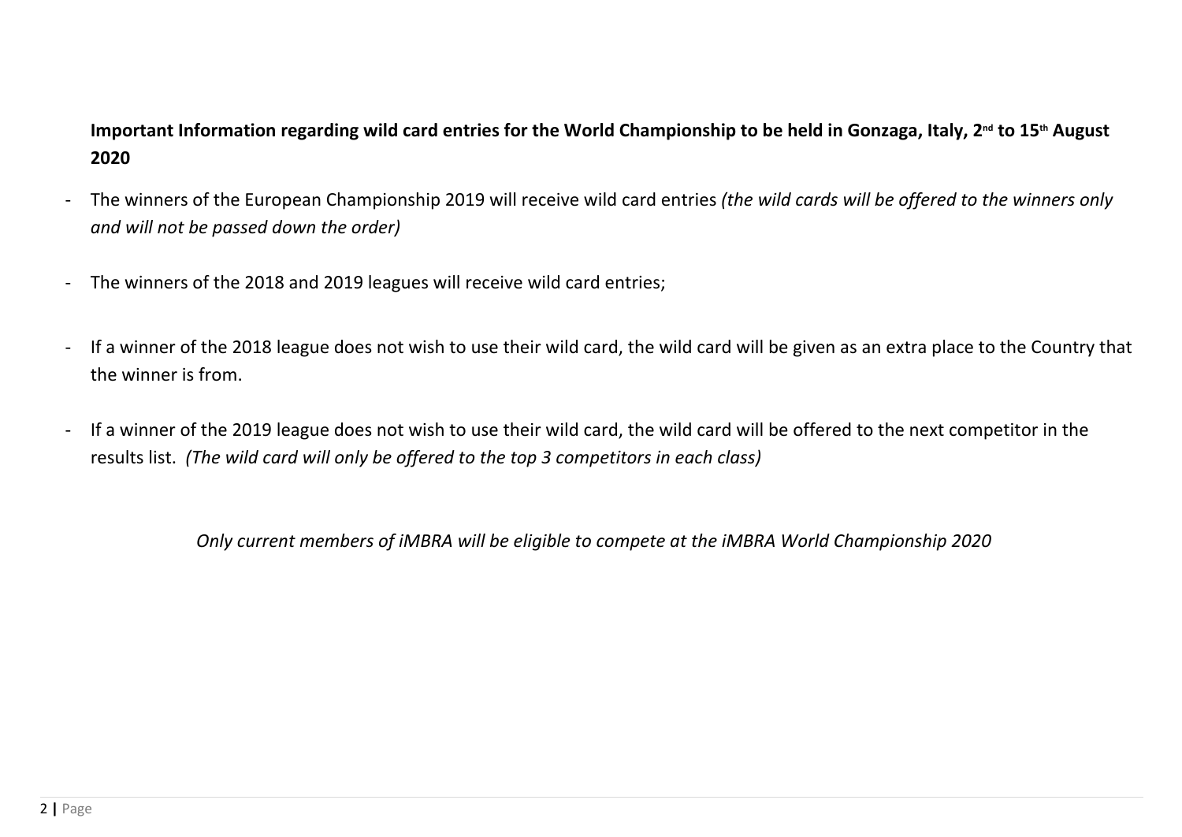**Important Information regarding wild card entries for the World Championship to be held in Gonzaga, Italy, 2nd to 15th August 2020**

- The winners of the European Championship 2019 will receive wild card entries *(the wild cards will be offered to the winners only and will not be passed down the order)*

- The winners of the 2018 and 2019 leagues will receive wild card entries;

- If a winner of the 2018 league does not wish to use their wild card, the wild card will be given as an extra place to the Country that the winner is from.

- If a winner of the 2019 league does not wish to use their wild card, the wild card will be offered to the next competitor in the results list. *(The wild card will only be offered to the top 3 competitors in each class)*

*Only current members of iMBRA will be eligible to compete at the iMBRA World Championship 2020*